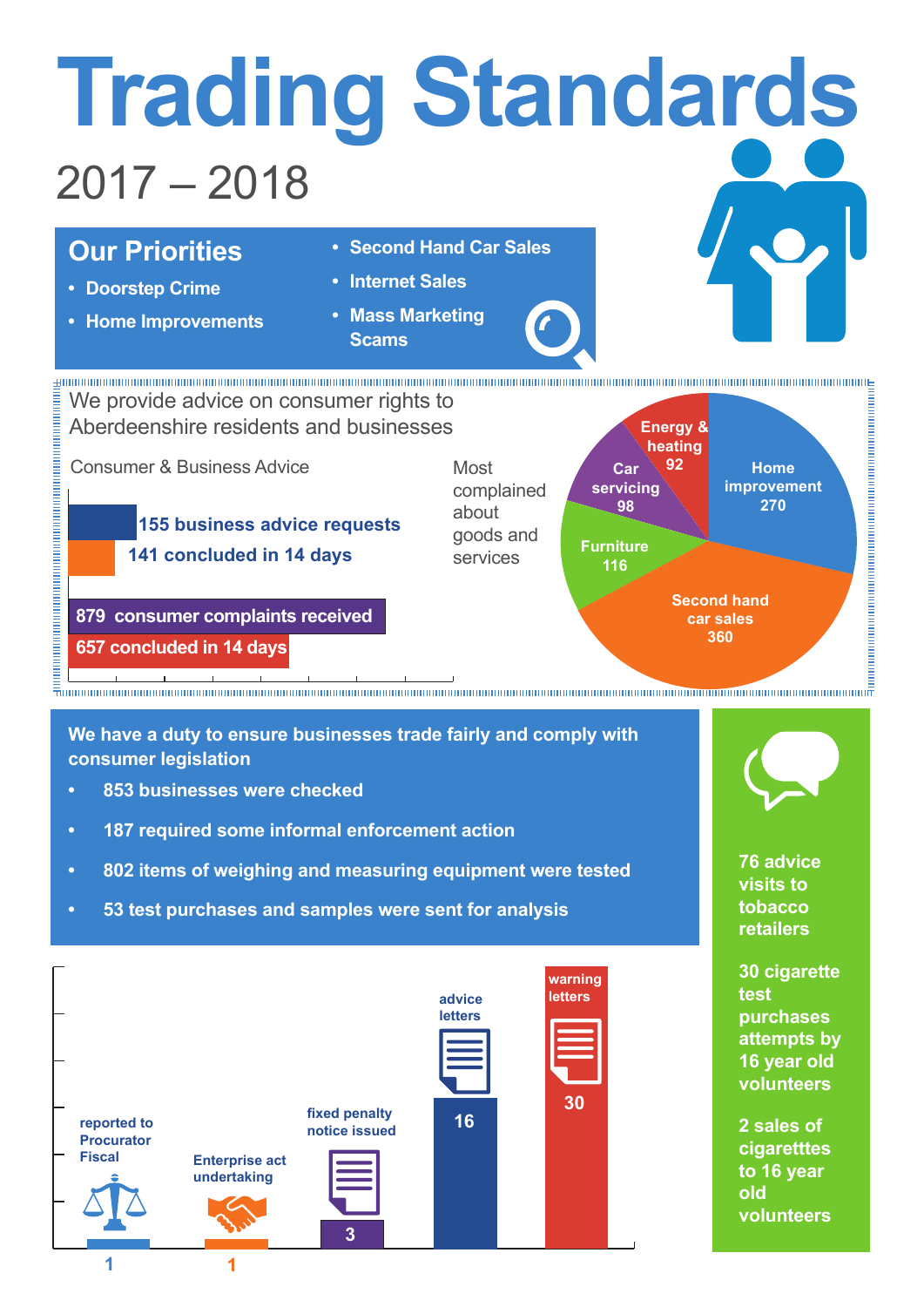# Trading Standards

## 2017 – 2018

## Our Priorities

- Doorstep Crime
- Home Improvements
- Second Hand Car Sales
- Internet Sales
- Mass Marketing Scams

We provide advice on consumer rights to Aberdeenshire residents and businesses

### Consumer & Business Advice

- 155 business advice requests
- 141 concluded in 14 days
- 879 consumer complaints received
- 657 concluded in 14 days

### Most complained about goods and services

| Goods and services | Complaints |
|---|---|
| Home improvement | 270 |
| Second hand car sales | 360 |
| Furniture | 116 |
| Car servicing | 98 |
| Energy & heating | 92 |

**We have a duty to ensure businesses trade fairly and comply with consumer legislation**

- 853 businesses were checked
- 187 required some informal enforcement action
- 802 items of weighing and measuring equipment were tested
- 53 test purchases and samples were sent for analysis

| Action | Number |
|---|---|
| reported to Procurator Fiscal | 1 |
| Enterprise act undertaking | 1 |
| fixed penalty notice issued | 3 |
| advice letters | 16 |
| warning letters | 30 |

76 advice visits to tobacco retailers

30 cigarette test purchases attempts by 16 year old volunteers

2 sales of cigaretttes to 16 year old volunteers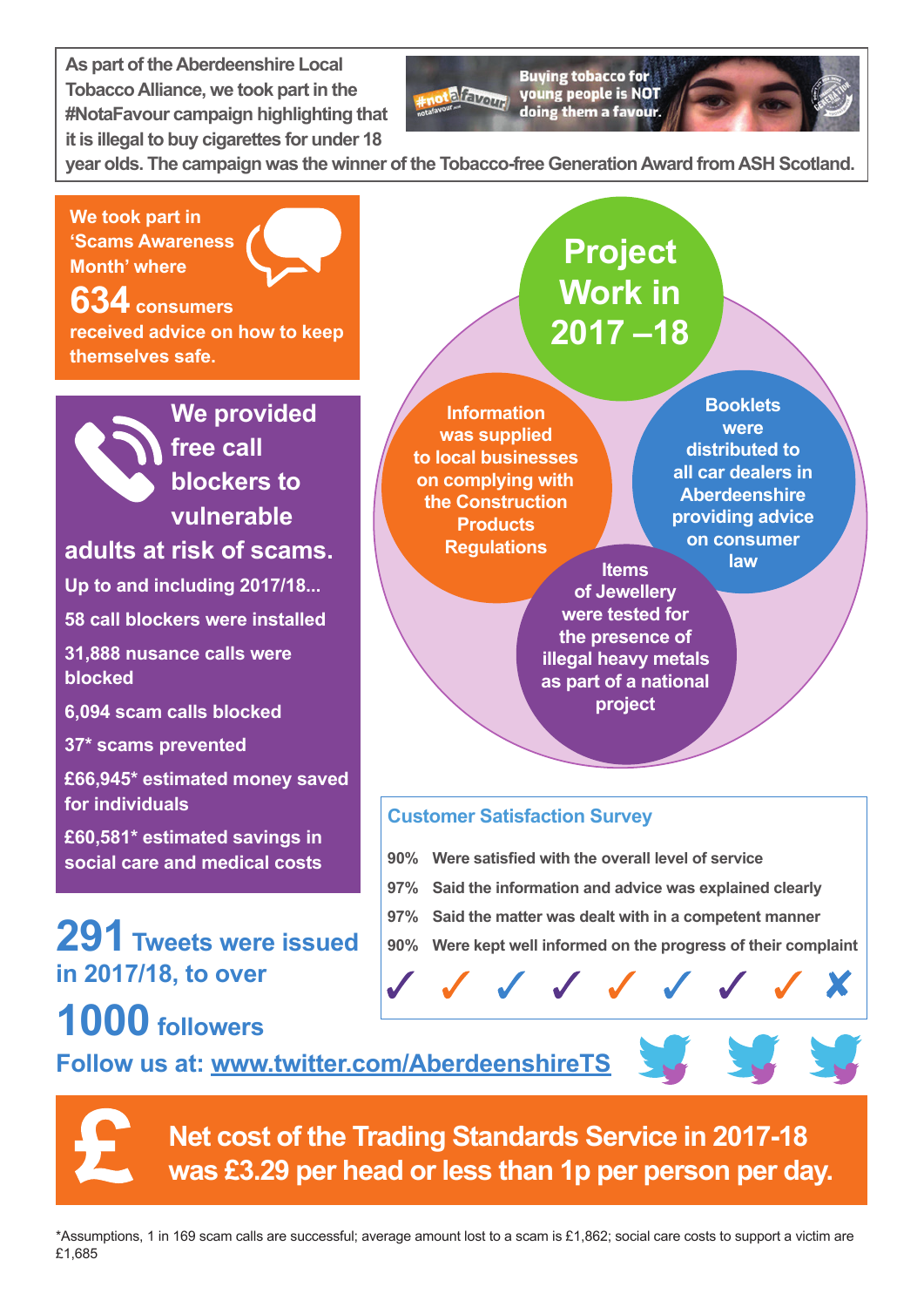As part of the Aberdeenshire Local Tobacco Alliance, we took part in the #NotaFavour campaign highlighting that it is illegal to buy cigarettes for under 18 year olds. The campaign was the winner of the Tobacco-free Generation Award from ASH Scotland.

#notafavour notafavour.scot

Buying tobacco for young people is NOT doing them a favour.

We took part in 'Scams Awareness Month' where **634** consumers received advice on how to keep themselves safe.

## Project Work in 2017 –18

Information was supplied to local businesses on complying with the Construction Products Regulations

Booklets were distributed to all car dealers in Aberdeenshire providing advice on consumer law

Items of Jewellery were tested for the presence of illegal heavy metals as part of a national project

## We provided free call blockers to vulnerable adults at risk of scams.

Up to and including 2017/18...

- 58 call blockers were installed
- 31,888 nusance calls were blocked
- 6,094 scam calls blocked
- 37* scams prevented
- £66,945* estimated money saved for individuals
- £60,581* estimated savings in social care and medical costs

### Customer Satisfaction Survey

| | |
|---|---|
| 90% | Were satisfied with the overall level of service |
| 97% | Said the information and advice was explained clearly |
| 97% | Said the matter was dealt with in a competent manner |
| 90% | Were kept well informed on the progress of their complaint |

✓ ✓ ✓ ✓ ✓ ✓ ✓ ✓ ✗

**291** Tweets were issued in 2017/18, to over **1000** followers

Follow us at: www.twitter.com/AberdeenshireTS

**Net cost of the Trading Standards Service in 2017-18 was £3.29 per head or less than 1p per person per day.**

*Assumptions, 1 in 169 scam calls are successful; average amount lost to a scam is £1,862; social care costs to support a victim are £1,685